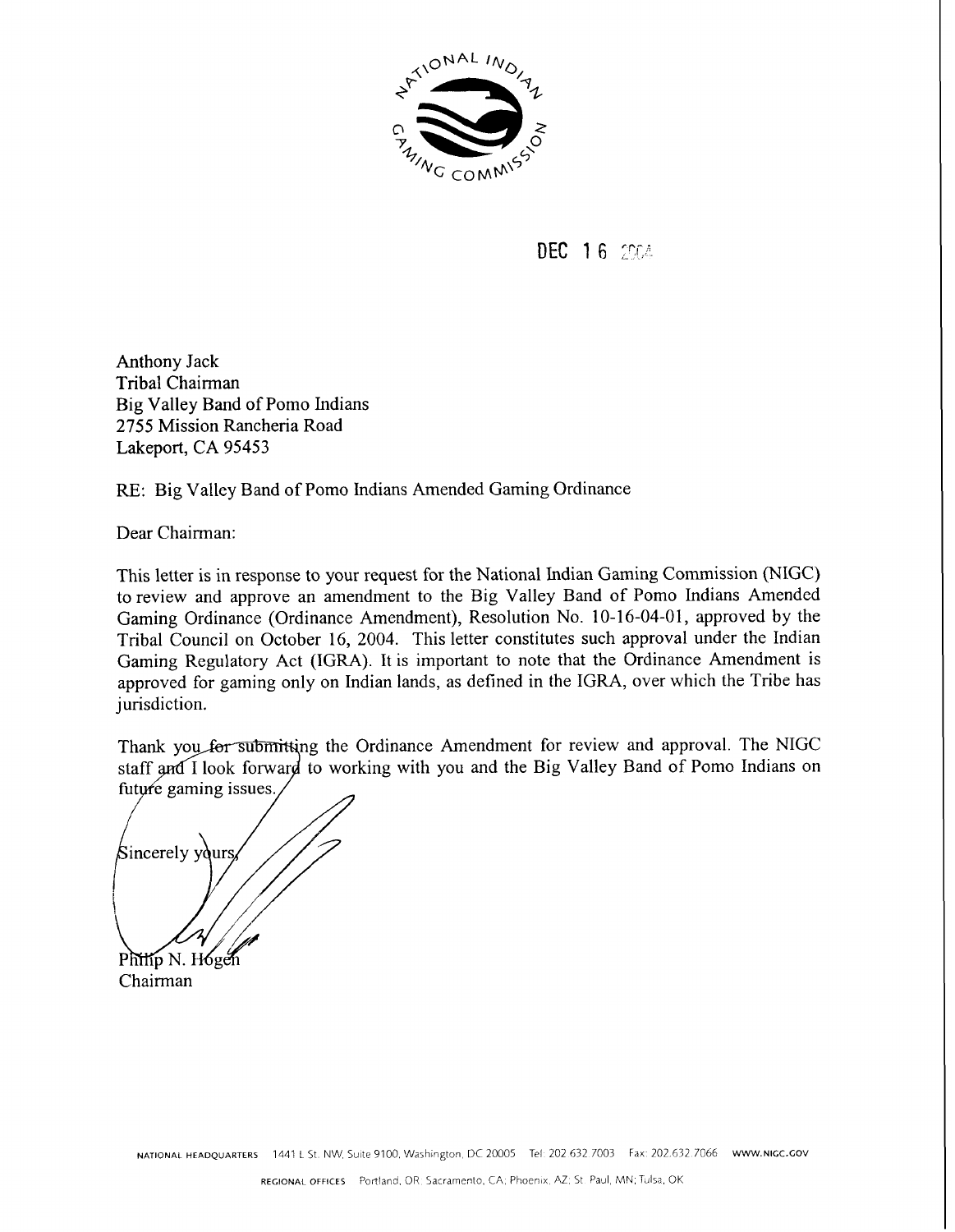NATIONAL INDIAN GAMING COMMISSION

DEC 16 2004

Anthony Jack
Tribal Chairman
Big Valley Band of Pomo Indians
2755 Mission Rancheria Road
Lakeport, CA 95453

RE: Big Valley Band of Pomo Indians Amended Gaming Ordinance

Dear Chairman:

This letter is in response to your request for the National Indian Gaming Commission (NIGC) to review and approve an amendment to the Big Valley Band of Pomo Indians Amended Gaming Ordinance (Ordinance Amendment), Resolution No. 10-16-04-01, approved by the Tribal Council on October 16, 2004. This letter constitutes such approval under the Indian Gaming Regulatory Act (IGRA). It is important to note that the Ordinance Amendment is approved for gaming only on Indian lands, as defined in the IGRA, over which the Tribe has jurisdiction.

Thank you for submitting the Ordinance Amendment for review and approval. The NIGC staff and I look forward to working with you and the Big Valley Band of Pomo Indians on future gaming issues.

Sincerely yours,

Philip N. Hogen
Chairman

NATIONAL HEADQUARTERS 1441 L St. NW, Suite 9100, Washington, DC 20005 Tel: 202.632.7003 Fax: 202.632.7066 WWW.NIGC.GOV

REGIONAL OFFICES Portland, OR; Sacramento, CA; Phoenix, AZ; St. Paul, MN; Tulsa, OK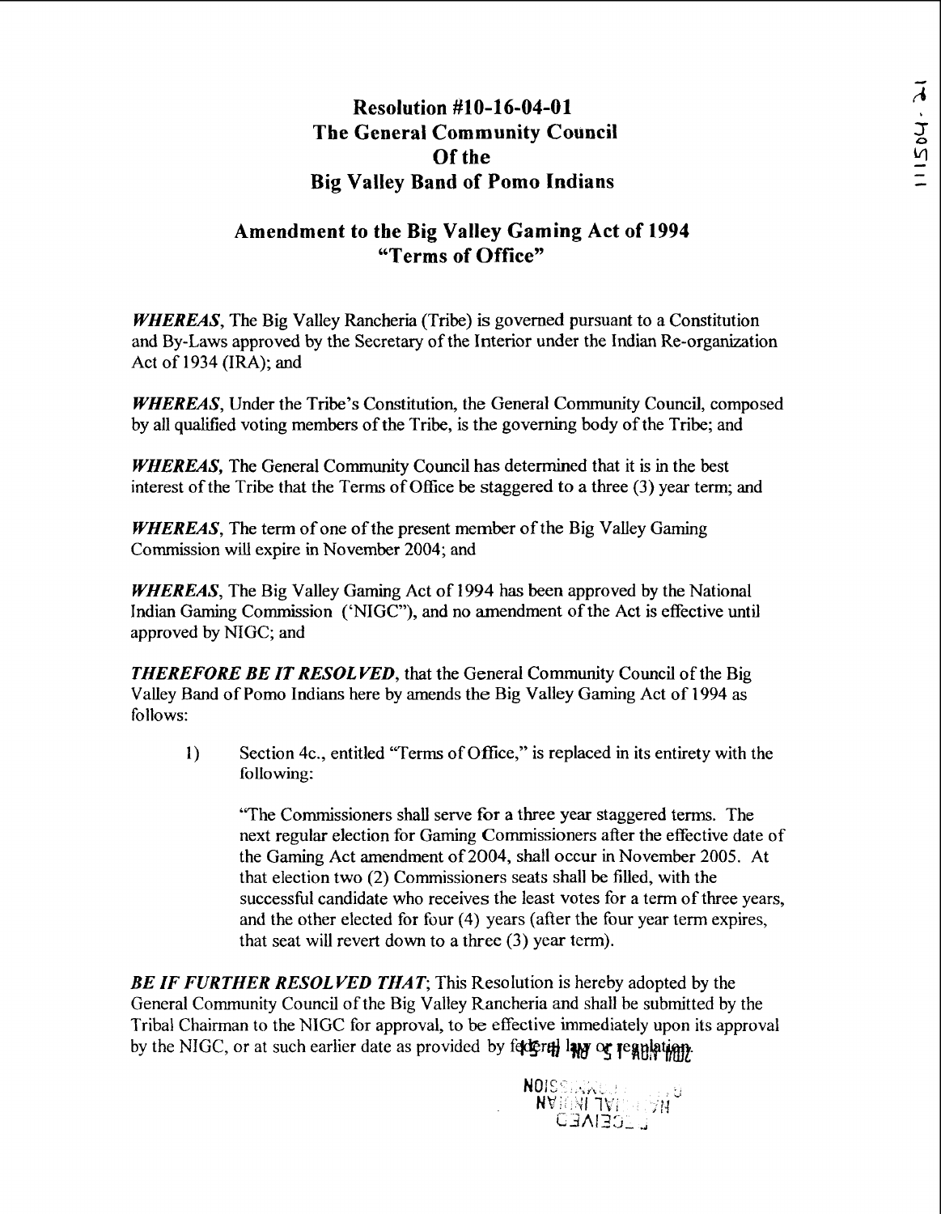# Resolution #10-16-04-01
# The General Community Council
# Of the
# Big Valley Band of Pomo Indians

## Amendment to the Big Valley Gaming Act of 1994
## "Terms of Office"

***WHEREAS***, The Big Valley Rancheria (Tribe) is governed pursuant to a Constitution and By-Laws approved by the Secretary of the Interior under the Indian Re-organization Act of 1934 (IRA); and

***WHEREAS***, Under the Tribe's Constitution, the General Community Council, composed by all qualified voting members of the Tribe, is the governing body of the Tribe; and

***WHEREAS***, The General Community Council has determined that it is in the best interest of the Tribe that the Terms of Office be staggered to a three (3) year term; and

***WHEREAS***, The term of one of the present member of the Big Valley Gaming Commission will expire in November 2004; and

***WHEREAS***, The Big Valley Gaming Act of 1994 has been approved by the National Indian Gaming Commission ('NIGC"), and no amendment of the Act is effective until approved by NIGC; and

***THEREFORE BE IT RESOLVED***, that the General Community Council of the Big Valley Band of Pomo Indians here by amends the Big Valley Gaming Act of 1994 as follows:

1) Section 4c., entitled "Terms of Office," is replaced in its entirety with the following:

   "The Commissioners shall serve for a three year staggered terms. The next regular election for Gaming Commissioners after the effective date of the Gaming Act amendment of 2004, shall occur in November 2005. At that election two (2) Commissioners seats shall be filled, with the successful candidate who receives the least votes for a term of three years, and the other elected for four (4) years (after the four year term expires, that seat will revert down to a three (3) year term).

***BE IF FURTHER RESOLVED THAT***; This Resolution is hereby adopted by the General Community Council of the Big Valley Rancheria and shall be submitted by the Tribal Chairman to the NIGC for approval, to be effective immediately upon its approval by the NIGC, or at such earlier date as provided by federal law or regulation.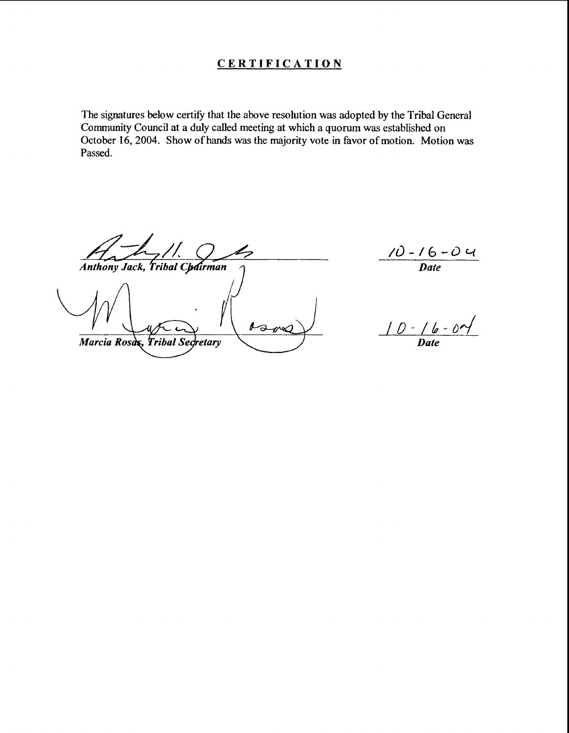## CERTIFICATION

The signatures below certify that the above resolution was adopted by the Tribal General Community Council at a duly called meeting at which a quorum was established on October 16, 2004. Show of hands was the majority vote in favor of motion. Motion was Passed.

| | |
|---|---|
| *Anthony Jack, Tribal Chairman* | 10-16-04 *Date* |
| *Marcia Rosas, Tribal Secretary* | 10-16-04 *Date* |